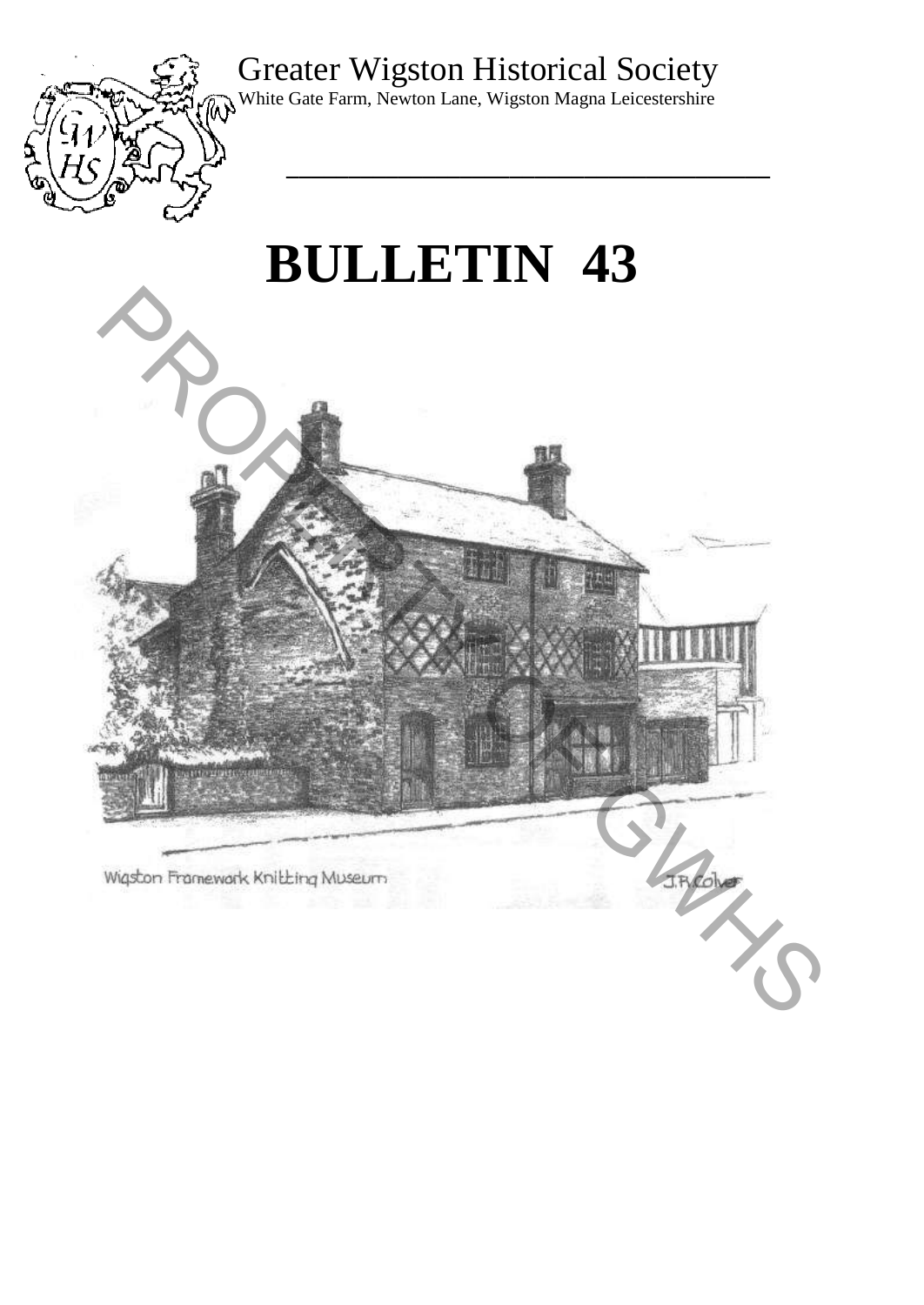Greater Wigston Historical Society

White Gate Farm, Newton Lane, Wigston Magna Leicestershire

# BULLETIN 43

Wigston Framework Knitting Museum

J.R. Colver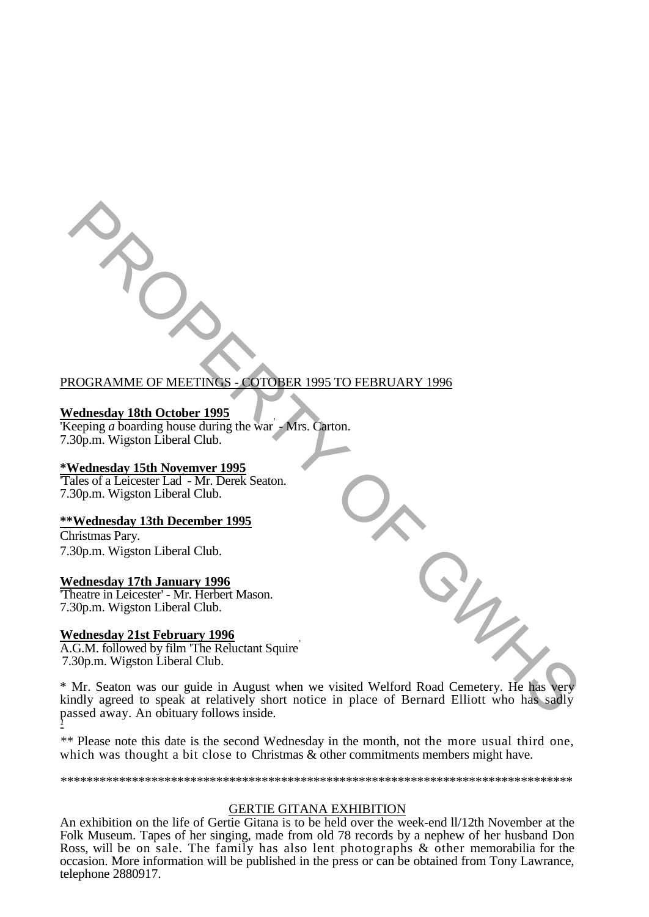PROGRAMME OF MEETINGS - COTOBER 1995 TO FEBRUARY 1996

**Wednesday 18th October 1995**
'Keeping *a* boarding house during the war' - Mrs. Carton.
7.30p.m. Wigston Liberal Club.

**\*Wednesday 15th Novemver 1995**
'Tales of a Leicester Lad' - Mr. Derek Seaton.
7.30p.m. Wigston Liberal Club.

**\*\*Wednesday 13th December 1995**
Christmas Pary.
7.30p.m. Wigston Liberal Club.

**Wednesday 17th January 1996**
'Theatre in Leicester' - Mr. Herbert Mason.
7.30p.m. Wigston Liberal Club.

**Wednesday 21st February 1996**
A.G.M. followed by film 'The Reluctant Squire'
7.30p.m. Wigston Liberal Club.

\* Mr. Seaton was our guide in August when we visited Welford Road Cemetery. He has very kindly agreed to speak at relatively short notice in place of Bernard Elliott who has sadly passed away. An obituary follows inside.

\*\* Please note this date is the second Wednesday in the month, not the more usual third one, which was thought a bit close to Christmas & other commitments members might have.

\*\*\*\*\*\*\*\*\*\*\*\*\*\*\*\*\*\*\*\*\*\*\*\*\*\*\*\*\*\*\*\*\*\*\*\*\*\*\*\*\*\*\*\*\*\*\*\*\*\*\*\*\*\*\*\*\*\*\*\*\*\*\*\*\*\*\*\*\*\*\*\*\*\*\*\*\*\*

GERTIE GITANA EXHIBITION

An exhibition on the life of Gertie Gitana is to be held over the week-end ll/12th November at the Folk Museum. Tapes of her singing, made from old 78 records by a nephew of her husband Don Ross, will be on sale. The family has also lent photographs & other memorabilia for the occasion. More information will be published in the press or can be obtained from Tony Lawrance, telephone 2880917.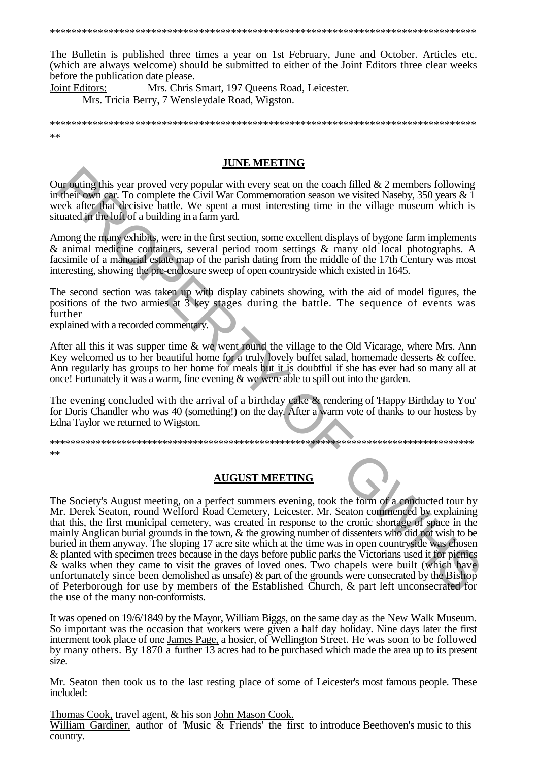The Bulletin is published three times a year on 1st February, June and October. Articles etc. (which are always welcome) should be submitted to either of the Joint Editors three clear weeks before the publication date please.

Joint Editors: Mrs. Chris Smart, 197 Queens Road, Leicester.
Mrs. Tricia Berry, 7 Wensleydale Road, Wigston.

---

## JUNE MEETING

Our outing this year proved very popular with every seat on the coach filled & 2 members following in their own car. To complete the Civil War Commemoration season we visited Naseby, 350 years & 1 week after that decisive battle. We spent a most interesting time in the village museum which is situated in the loft of a building in a farm yard.

Among the many exhibits, were in the first section, some excellent displays of bygone farm implements & animal medicine containers, several period room settings & many old local photographs. A facsimile of a manorial estate map of the parish dating from the middle of the 17th Century was most interesting, showing the pre-enclosure sweep of open countryside which existed in 1645.

The second section was taken up with display cabinets showing, with the aid of model figures, the positions of the two armies at 3 key stages during the battle. The sequence of events was further explained with a recorded commentary.

After all this it was supper time & we went round the village to the Old Vicarage, where Mrs. Ann Key welcomed us to her beautiful home for a truly lovely buffet salad, homemade desserts & coffee. Ann regularly has groups to her home for meals but it is doubtful if she has ever had so many all at once! Fortunately it was a warm, fine evening & we were able to spill out into the garden.

The evening concluded with the arrival of a birthday cake & rendering of 'Happy Birthday to You' for Doris Chandler who was 40 (something!) on the day. After a warm vote of thanks to our hostess by Edna Taylor we returned to Wigston.

---

## AUGUST MEETING

The Society's August meeting, on a perfect summers evening, took the form of a conducted tour by Mr. Derek Seaton, round Welford Road Cemetery, Leicester. Mr. Seaton commenced by explaining that this, the first municipal cemetery, was created in response to the cronic shortage of space in the mainly Anglican burial grounds in the town, & the growing number of dissenters who did not wish to be buried in them anyway. The sloping 17 acre site which at the time was in open countryside was chosen & planted with specimen trees because in the days before public parks the Victorians used it for picnics & walks when they came to visit the graves of loved ones. Two chapels were built (which have unfortunately since been demolished as unsafe) & part of the grounds were consecrated by the Bishop of Peterborough for use by members of the Established Church, & part left unconsecrated for the use of the many non-conformists.

It was opened on 19/6/1849 by the Mayor, William Biggs, on the same day as the New Walk Museum. So important was the occasion that workers were given a half day holiday. Nine days later the first interment took place of one James Page, a hosier, of Wellington Street. He was soon to be followed by many others. By 1870 a further 13 acres had to be purchased which made the area up to its present size.

Mr. Seaton then took us to the last resting place of some of Leicester's most famous people. These included:

Thomas Cook, travel agent, & his son John Mason Cook.
William Gardiner, author of 'Music & Friends' the first to introduce Beethoven's music to this country.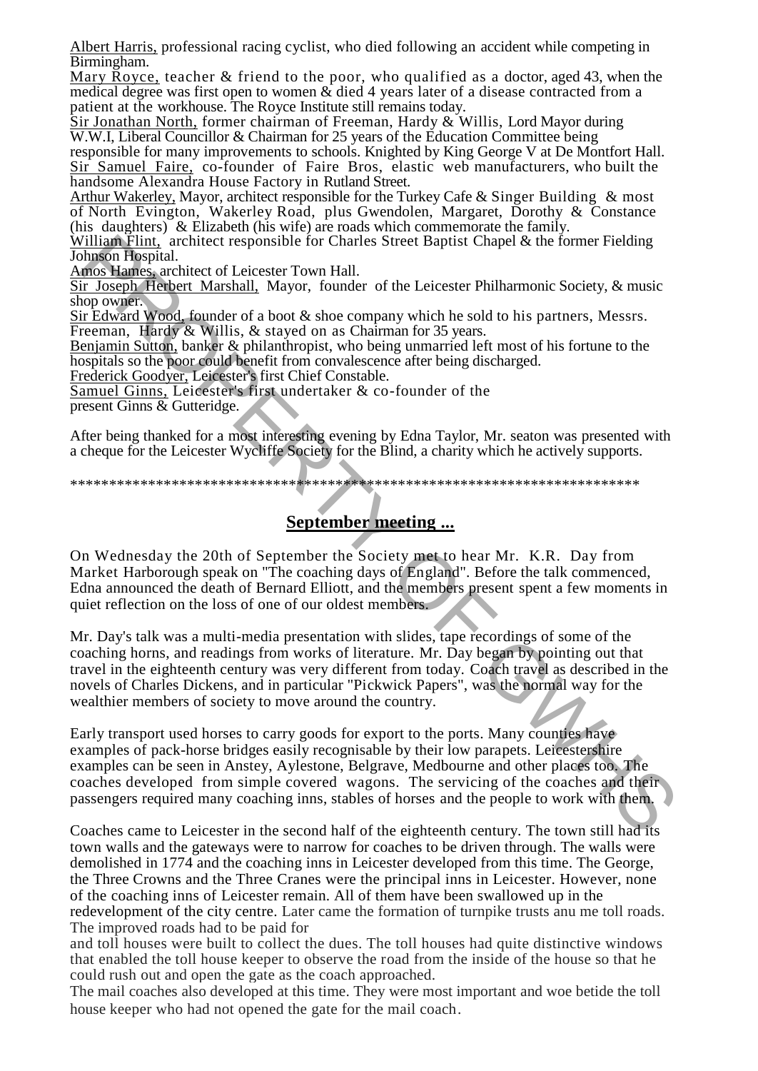Albert Harris, professional racing cyclist, who died following an accident while competing in Birmingham.

Mary Royce, teacher & friend to the poor, who qualified as a doctor, aged 43, when the medical degree was first open to women & died 4 years later of a disease contracted from a patient at the workhouse. The Royce Institute still remains today.

Sir Jonathan North, former chairman of Freeman, Hardy & Willis, Lord Mayor during W.W.I, Liberal Councillor & Chairman for 25 years of the Education Committee being responsible for many improvements to schools. Knighted by King George V at De Montfort Hall.

Sir Samuel Faire, co-founder of Faire Bros, elastic web manufacturers, who built the handsome Alexandra House Factory in Rutland Street.

Arthur Wakerley, Mayor, architect responsible for the Turkey Cafe & Singer Building & most of North Evington, Wakerley Road, plus Gwendolen, Margaret, Dorothy & Constance (his daughters) & Elizabeth (his wife) are roads which commemorate the family.

William Flint, architect responsible for Charles Street Baptist Chapel & the former Fielding Johnson Hospital.

Amos Hames, architect of Leicester Town Hall.

Sir Joseph Herbert Marshall, Mayor, founder of the Leicester Philharmonic Society, & music shop owner.

Sir Edward Wood, founder of a boot & shoe company which he sold to his partners, Messrs. Freeman, Hardy & Willis, & stayed on as Chairman for 35 years.

Benjamin Sutton, banker & philanthropist, who being unmarried left most of his fortune to the hospitals so the poor could benefit from convalescence after being discharged.

Frederick Goodyer, Leicester's first Chief Constable.

Samuel Ginns, Leicester's first undertaker & co-founder of the present Ginns & Gutteridge.

After being thanked for a most interesting evening by Edna Taylor, Mr. seaton was presented with a cheque for the Leicester Wycliffe Society for the Blind, a charity which he actively supports.

***************************************************************************

## September meeting ...

On Wednesday the 20th of September the Society met to hear Mr. K.R. Day from Market Harborough speak on "The coaching days of England". Before the talk commenced, Edna announced the death of Bernard Elliott, and the members present spent a few moments in quiet reflection on the loss of one of our oldest members.

Mr. Day's talk was a multi-media presentation with slides, tape recordings of some of the coaching horns, and readings from works of literature. Mr. Day began by pointing out that travel in the eighteenth century was very different from today. Coach travel as described in the novels of Charles Dickens, and in particular "Pickwick Papers", was the normal way for the wealthier members of society to move around the country.

Early transport used horses to carry goods for export to the ports. Many counties have examples of pack-horse bridges easily recognisable by their low parapets. Leicestershire examples can be seen in Anstey, Aylestone, Belgrave, Medbourne and other places too. The coaches developed from simple covered wagons. The servicing of the coaches and their passengers required many coaching inns, stables of horses and the people to work with them.

Coaches came to Leicester in the second half of the eighteenth century. The town still had its town walls and the gateways were to narrow for coaches to be driven through. The walls were demolished in 1774 and the coaching inns in Leicester developed from this time. The George, the Three Crowns and the Three Cranes were the principal inns in Leicester. However, none of the coaching inns of Leicester remain. All of them have been swallowed up in the redevelopment of the city centre. Later came the formation of turnpike trusts anu me toll roads. The improved roads had to be paid for
and toll houses were built to collect the dues. The toll houses had quite distinctive windows that enabled the toll house keeper to observe the road from the inside of the house so that he could rush out and open the gate as the coach approached.

The mail coaches also developed at this time. They were most important and woe betide the toll house keeper who had not opened the gate for the mail coach.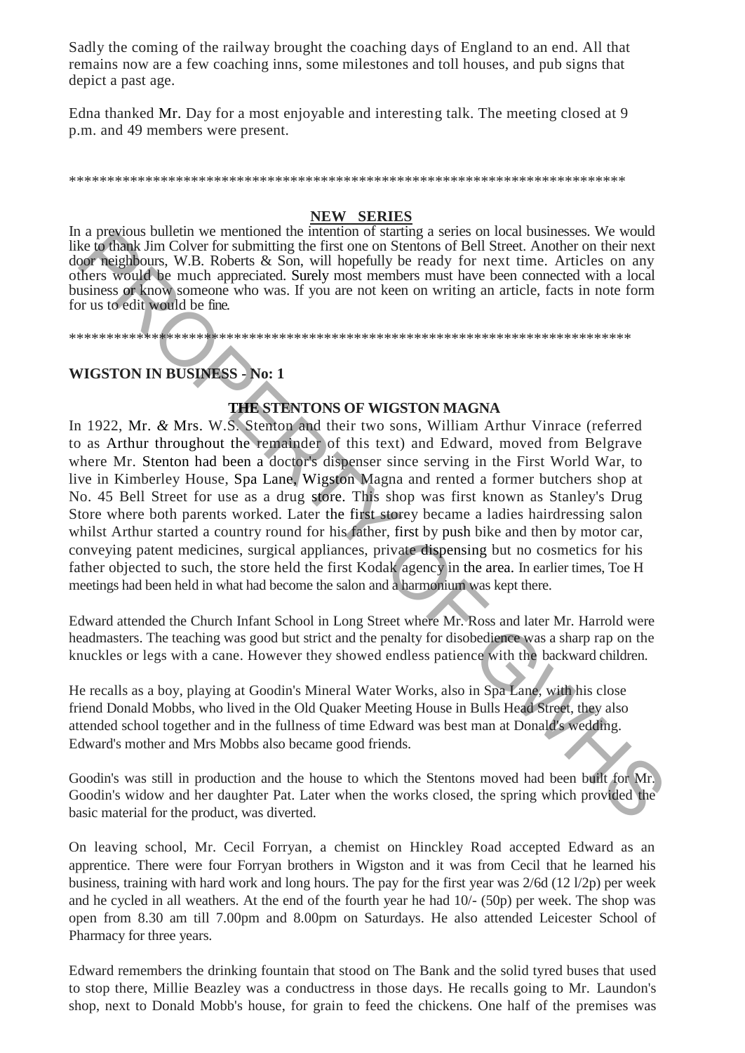Sadly the coming of the railway brought the coaching days of England to an end. All that remains now are a few coaching inns, some milestones and toll houses, and pub signs that depict a past age.

Edna thanked Mr. Day for a most enjoyable and interesting talk. The meeting closed at 9 p.m. and 49 members were present.

*****************************************************************************

## NEW SERIES

In a previous bulletin we mentioned the intention of starting a series on local businesses. We would like to thank Jim Colver for submitting the first one on Stentons of Bell Street. Another on their next door neighbours, W.B. Roberts & Son, will hopefully be ready for next time. Articles on any others would be much appreciated. Surely most members must have been connected with a local business or know someone who was. If you are not keen on writing an article, facts in note form for us to edit would be fine.

*****************************************************************************

## WIGSTON IN BUSINESS - No: 1

### THE STENTONS OF WIGSTON MAGNA

In 1922, Mr. & Mrs. W.S. Stenton and their two sons, William Arthur Vinrace (referred to as Arthur throughout the remainder of this text) and Edward, moved from Belgrave where Mr. Stenton had been a doctor's dispenser since serving in the First World War, to live in Kimberley House, Spa Lane, Wigston Magna and rented a former butchers shop at No. 45 Bell Street for use as a drug store. This shop was first known as Stanley's Drug Store where both parents worked. Later the first storey became a ladies hairdressing salon whilst Arthur started a country round for his father, first by push bike and then by motor car, conveying patent medicines, surgical appliances, private dispensing but no cosmetics for his father objected to such, the store held the first Kodak agency in the area. In earlier times, Toe H meetings had been held in what had become the salon and a harmonium was kept there.

Edward attended the Church Infant School in Long Street where Mr. Ross and later Mr. Harrold were headmasters. The teaching was good but strict and the penalty for disobedience was a sharp rap on the knuckles or legs with a cane. However they showed endless patience with the backward children.

He recalls as a boy, playing at Goodin's Mineral Water Works, also in Spa Lane, with his close friend Donald Mobbs, who lived in the Old Quaker Meeting House in Bulls Head Street, they also attended school together and in the fullness of time Edward was best man at Donald's wedding. Edward's mother and Mrs Mobbs also became good friends.

Goodin's was still in production and the house to which the Stentons moved had been built for Mr. Goodin's widow and her daughter Pat. Later when the works closed, the spring which provided the basic material for the product, was diverted.

On leaving school, Mr. Cecil Forryan, a chemist on Hinckley Road accepted Edward as an apprentice. There were four Forryan brothers in Wigston and it was from Cecil that he learned his business, training with hard work and long hours. The pay for the first year was 2/6d (12 l/2p) per week and he cycled in all weathers. At the end of the fourth year he had 10/- (50p) per week. The shop was open from 8.30 am till 7.00pm and 8.00pm on Saturdays. He also attended Leicester School of Pharmacy for three years.

Edward remembers the drinking fountain that stood on The Bank and the solid tyred buses that used to stop there, Millie Beazley was a conductress in those days. He recalls going to Mr. Laundon's shop, next to Donald Mobb's house, for grain to feed the chickens. One half of the premises was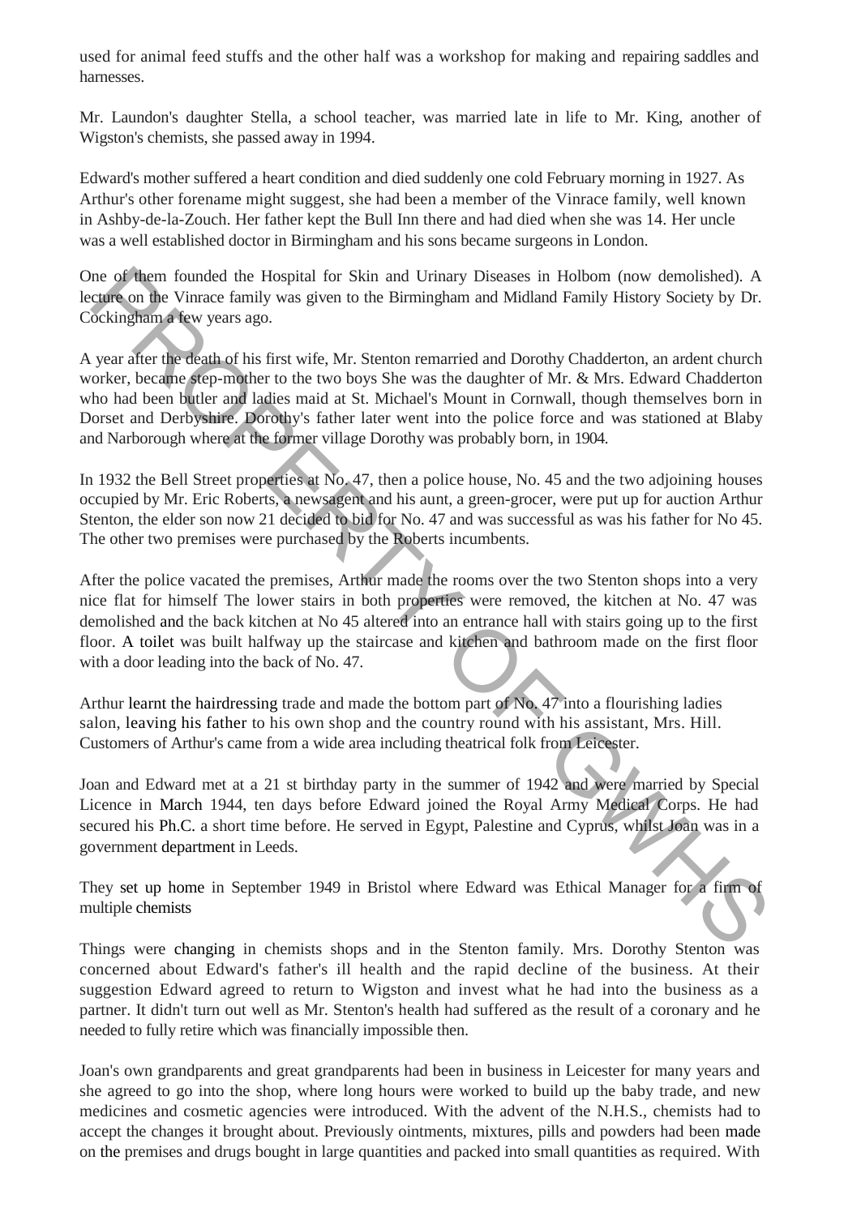used for animal feed stuffs and the other half was a workshop for making and repairing saddles and harnesses.

Mr. Laundon's daughter Stella, a school teacher, was married late in life to Mr. King, another of Wigston's chemists, she passed away in 1994.

Edward's mother suffered a heart condition and died suddenly one cold February morning in 1927. As Arthur's other forename might suggest, she had been a member of the Vinrace family, well known in Ashby-de-la-Zouch. Her father kept the Bull Inn there and had died when she was 14. Her uncle was a well established doctor in Birmingham and his sons became surgeons in London.

One of them founded the Hospital for Skin and Urinary Diseases in Holbom (now demolished). A lecture on the Vinrace family was given to the Birmingham and Midland Family History Society by Dr. Cockingham a few years ago.

A year after the death of his first wife, Mr. Stenton remarried and Dorothy Chadderton, an ardent church worker, became step-mother to the two boys She was the daughter of Mr. & Mrs. Edward Chadderton who had been butler and ladies maid at St. Michael's Mount in Cornwall, though themselves born in Dorset and Derbyshire. Dorothy's father later went into the police force and was stationed at Blaby and Narborough where at the former village Dorothy was probably born, in 1904.

In 1932 the Bell Street properties at No. 47, then a police house, No. 45 and the two adjoining houses occupied by Mr. Eric Roberts, a newsagent and his aunt, a green-grocer, were put up for auction Arthur Stenton, the elder son now 21 decided to bid for No. 47 and was successful as was his father for No 45. The other two premises were purchased by the Roberts incumbents.

After the police vacated the premises, Arthur made the rooms over the two Stenton shops into a very nice flat for himself The lower stairs in both properties were removed, the kitchen at No. 47 was demolished and the back kitchen at No 45 altered into an entrance hall with stairs going up to the first floor. A toilet was built halfway up the staircase and kitchen and bathroom made on the first floor with a door leading into the back of No. 47.

Arthur learnt the hairdressing trade and made the bottom part of No. 47 into a flourishing ladies salon, leaving his father to his own shop and the country round with his assistant, Mrs. Hill. Customers of Arthur's came from a wide area including theatrical folk from Leicester.

Joan and Edward met at a 21 st birthday party in the summer of 1942 and were married by Special Licence in March 1944, ten days before Edward joined the Royal Army Medical Corps. He had secured his Ph.C. a short time before. He served in Egypt, Palestine and Cyprus, whilst Joan was in a government department in Leeds.

They set up home in September 1949 in Bristol where Edward was Ethical Manager for a firm of multiple chemists

Things were changing in chemists shops and in the Stenton family. Mrs. Dorothy Stenton was concerned about Edward's father's ill health and the rapid decline of the business. At their suggestion Edward agreed to return to Wigston and invest what he had into the business as a partner. It didn't turn out well as Mr. Stenton's health had suffered as the result of a coronary and he needed to fully retire which was financially impossible then.

Joan's own grandparents and great grandparents had been in business in Leicester for many years and she agreed to go into the shop, where long hours were worked to build up the baby trade, and new medicines and cosmetic agencies were introduced. With the advent of the N.H.S., chemists had to accept the changes it brought about. Previously ointments, mixtures, pills and powders had been made on the premises and drugs bought in large quantities and packed into small quantities as required. With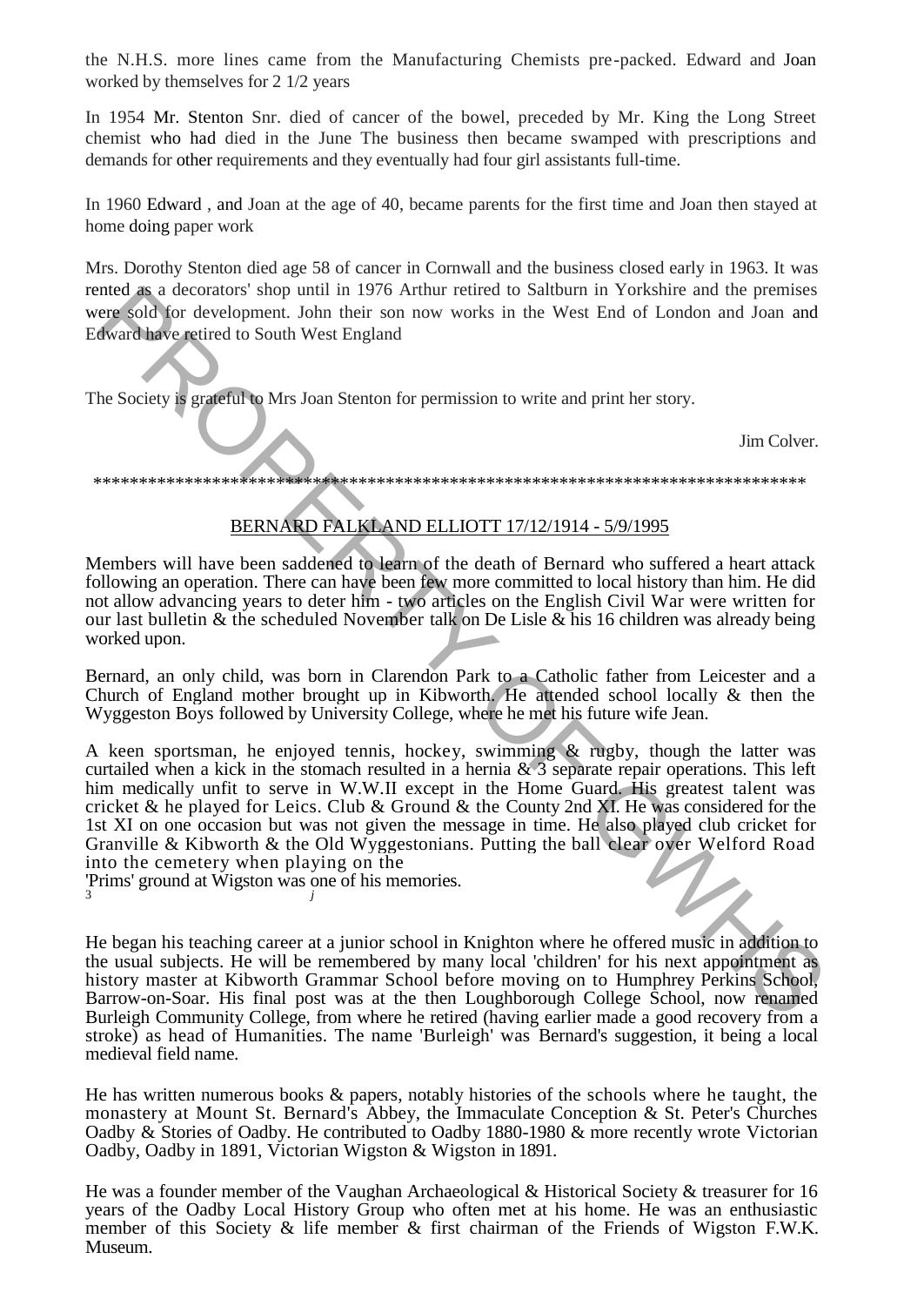the N.H.S. more lines came from the Manufacturing Chemists pre-packed. Edward and Joan worked by themselves for 2 1/2 years

In 1954 Mr. Stenton Snr. died of cancer of the bowel, preceded by Mr. King the Long Street chemist who had died in the June The business then became swamped with prescriptions and demands for other requirements and they eventually had four girl assistants full-time.

In 1960 Edward , and Joan at the age of 40, became parents for the first time and Joan then stayed at home doing paper work

Mrs. Dorothy Stenton died age 58 of cancer in Cornwall and the business closed early in 1963. It was rented as a decorators' shop until in 1976 Arthur retired to Saltburn in Yorkshire and the premises were sold for development. John their son now works in the West End of London and Joan and Edward have retired to South West England

The Society is grateful to Mrs Joan Stenton for permission to write and print her story.

Jim Colver.

*******************************************************************************

## BERNARD FALKLAND ELLIOTT 17/12/1914 - 5/9/1995

Members will have been saddened to learn of the death of Bernard who suffered a heart attack following an operation. There can have been few more committed to local history than him. He did not allow advancing years to deter him - two articles on the English Civil War were written for our last bulletin & the scheduled November talk on De Lisle & his 16 children was already being worked upon.

Bernard, an only child, was born in Clarendon Park to a Catholic father from Leicester and a Church of England mother brought up in Kibworth. He attended school locally & then the Wyggeston Boys followed by University College, where he met his future wife Jean.

A keen sportsman, he enjoyed tennis, hockey, swimming & rugby, though the latter was curtailed when a kick in the stomach resulted in a hernia & 3 separate repair operations. This left him medically unfit to serve in W.W.II except in the Home Guard. His greatest talent was cricket & he played for Leics. Club & Ground & the County 2nd XI. He was considered for the 1st XI on one occasion but was not given the message in time. He also played club cricket for Granville & Kibworth & the Old Wyggestonians. Putting the ball clear over Welford Road into the cemetery when playing on the 'Prims' ground at Wigston was one of his memories.

He began his teaching career at a junior school in Knighton where he offered music in addition to the usual subjects. He will be remembered by many local 'children' for his next appointment as history master at Kibworth Grammar School before moving on to Humphrey Perkins School, Barrow-on-Soar. His final post was at the then Loughborough College School, now renamed Burleigh Community College, from where he retired (having earlier made a good recovery from a stroke) as head of Humanities. The name 'Burleigh' was Bernard's suggestion, it being a local medieval field name.

He has written numerous books & papers, notably histories of the schools where he taught, the monastery at Mount St. Bernard's Abbey, the Immaculate Conception & St. Peter's Churches Oadby & Stories of Oadby. He contributed to Oadby 1880-1980 & more recently wrote Victorian Oadby, Oadby in 1891, Victorian Wigston & Wigston in 1891.

He was a founder member of the Vaughan Archaeological & Historical Society & treasurer for 16 years of the Oadby Local History Group who often met at his home. He was an enthusiastic member of this Society & life member & first chairman of the Friends of Wigston F.W.K. Museum.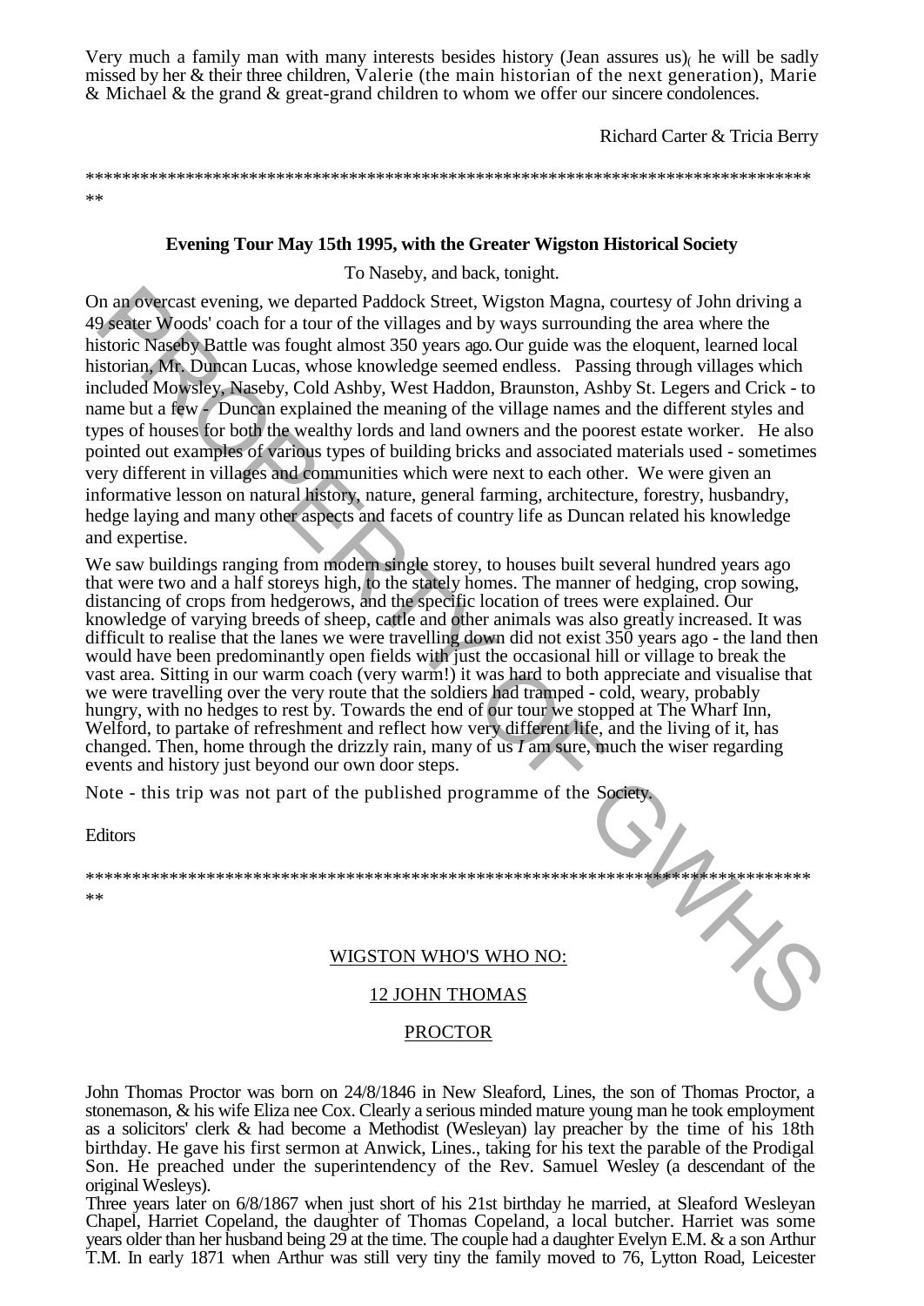Very much a family man with many interests besides history (Jean assures us)( he will be sadly missed by her & their three children, Valerie (the main historian of the next generation), Marie & Michael & the grand & great-grand children to whom we offer our sincere condolences.

Richard Carter & Tricia Berry

\*\*\*\*\*\*\*\*\*\*\*\*\*\*\*\*\*\*\*\*\*\*\*\*\*\*\*\*\*\*\*\*\*\*\*\*\*\*\*\*\*\*\*\*\*\*\*\*\*\*\*\*\*\*\*\*\*\*\*\*\*\*\*\*\*\*\*\*\*\*\*\*\*\*\*\*\*\*\*\*\*\*

**Evening Tour May 15th 1995, with the Greater Wigston Historical Society**

To Naseby, and back, tonight.

On an overcast evening, we departed Paddock Street, Wigston Magna, courtesy of John driving a 49 seater Woods' coach for a tour of the villages and by ways surrounding the area where the historic Naseby Battle was fought almost 350 years ago. Our guide was the eloquent, learned local historian, Mr. Duncan Lucas, whose knowledge seemed endless. Passing through villages which included Mowsley, Naseby, Cold Ashby, West Haddon, Braunston, Ashby St. Legers and Crick - to name but a few - Duncan explained the meaning of the village names and the different styles and types of houses for both the wealthy lords and land owners and the poorest estate worker. He also pointed out examples of various types of building bricks and associated materials used - sometimes very different in villages and communities which were next to each other. We were given an informative lesson on natural history, nature, general farming, architecture, forestry, husbandry, hedge laying and many other aspects and facets of country life as Duncan related his knowledge and expertise.

We saw buildings ranging from modern single storey, to houses built several hundred years ago that were two and a half storeys high, to the stately homes. The manner of hedging, crop sowing, distancing of crops from hedgerows, and the specific location of trees were explained. Our knowledge of varying breeds of sheep, cattle and other animals was also greatly increased. It was difficult to realise that the lanes we were travelling down did not exist 350 years ago - the land then would have been predominantly open fields with just the occasional hill or village to break the vast area. Sitting in our warm coach (very warm!) it was hard to both appreciate and visualise that we were travelling over the very route that the soldiers had tramped - cold, weary, probably hungry, with no hedges to rest by. Towards the end of our tour we stopped at The Wharf Inn, Welford, to partake of refreshment and reflect how very different life, and the living of it, has changed. Then, home through the drizzly rain, many of us *I* am sure, much the wiser regarding events and history just beyond our own door steps.

Note - this trip was not part of the published programme of the Society.

Editors

\*\*\*\*\*\*\*\*\*\*\*\*\*\*\*\*\*\*\*\*\*\*\*\*\*\*\*\*\*\*\*\*\*\*\*\*\*\*\*\*\*\*\*\*\*\*\*\*\*\*\*\*\*\*\*\*\*\*\*\*\*\*\*\*\*\*\*\*\*\*\*\*\*\*\*\*\*\*\*\*\*\*

## WIGSTON WHO'S WHO NO:

## 12 JOHN THOMAS

## PROCTOR

John Thomas Proctor was born on 24/8/1846 in New Sleaford, Lines, the son of Thomas Proctor, a stonemason, & his wife Eliza nee Cox. Clearly a serious minded mature young man he took employment as a solicitors' clerk & had become a Methodist (Wesleyan) lay preacher by the time of his 18th birthday. He gave his first sermon at Anwick, Lines., taking for his text the parable of the Prodigal Son. He preached under the superintendency of the Rev. Samuel Wesley (a descendant of the original Wesleys).

Three years later on 6/8/1867 when just short of his 21st birthday he married, at Sleaford Wesleyan Chapel, Harriet Copeland, the daughter of Thomas Copeland, a local butcher. Harriet was some years older than her husband being 29 at the time. The couple had a daughter Evelyn E.M. & a son Arthur T.M. In early 1871 when Arthur was still very tiny the family moved to 76, Lytton Road, Leicester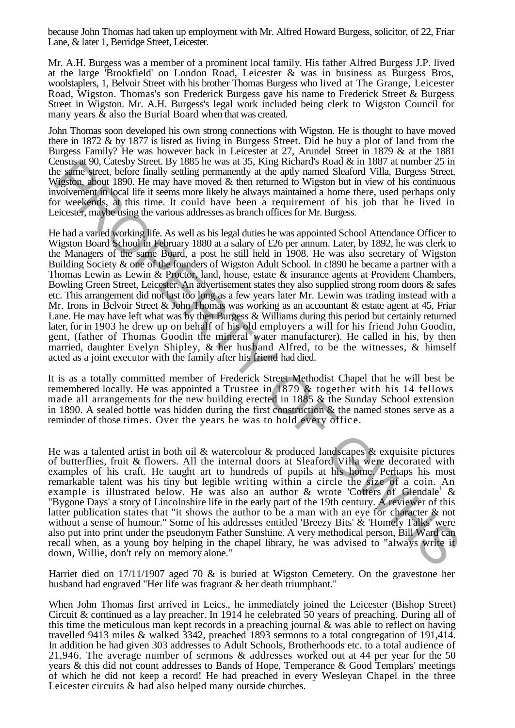because John Thomas had taken up employment with Mr. Alfred Howard Burgess, solicitor, of 22, Friar Lane, & later 1, Berridge Street, Leicester.

Mr. A.H. Burgess was a member of a prominent local family. His father Alfred Burgess J.P. lived at the large 'Brookfield' on London Road, Leicester & was in business as Burgess Bros, woolstaplers, 1, Belvoir Street with his brother Thomas Burgess who lived at The Grange, Leicester Road, Wigston. Thomas's son Frederick Burgess gave his name to Frederick Street & Burgess Street in Wigston. Mr. A.H. Burgess's legal work included being clerk to Wigston Council for many years & also the Burial Board when that was created.

John Thomas soon developed his own strong connections with Wigston. He is thought to have moved there in 1872 & by 1877 is listed as living in Burgess Street. Did he buy a plot of land from the Burgess Family? He was however back in Leicester at 27, Arundel Street in 1879 & at the 1881 Census at 90, Catesby Street. By 1885 he was at 35, King Richard's Road & in 1887 at number 25 in the same street, before finally settling permanently at the aptly named Sleaford Villa, Burgess Street, Wigston, about 1890. He may have moved & then returned to Wigston but in view of his continuous involvement in local life it seems more likely he always maintained a home there, used perhaps only for weekends, at this time. It could have been a requirement of his job that he lived in Leicester, maybe using the various addresses as branch offices for Mr. Burgess.

He had a varied working life. As well as his legal duties he was appointed School Attendance Officer to Wigston Board School in February 1880 at a salary of £26 per annum. Later, by 1892, he was clerk to the Managers of the same Board, a post he still held in 1908. He was also secretary of Wigston Building Society & one of the founders of Wigston Adult School. In c!890 he became a partner with a Thomas Lewin as Lewin & Proctor, land, house, estate & insurance agents at Provident Chambers, Bowling Green Street, Leicester. An advertisement states they also supplied strong room doors & safes etc. This arrangement did not last too long as a few years later Mr. Lewin was trading instead with a Mr. Irons in Belvoir Street & John Thomas was working as an accountant & estate agent at 45, Friar Lane. He may have left what was by then Burgess & Williams during this period but certainly returned later, for in 1903 he drew up on behalf of his old employers a will for his friend John Goodin, gent, (father of Thomas Goodin the mineral water manufacturer). He called in his, by then married, daughter Evelyn Shipley, & her husband Alfred, to be the witnesses, & himself acted as a joint executor with the family after his friend had died.

It is as a totally committed member of Frederick Street Methodist Chapel that he will best be remembered locally. He was appointed a Trustee in 1879 & together with his 14 fellows made all arrangements for the new building erected in 1885 & the Sunday School extension in 1890. A sealed bottle was hidden during the first construction & the named stones serve as a reminder of those times. Over the years he was to hold every office.

He was a talented artist in both oil & watercolour & produced landscapes & exquisite pictures of butterflies, fruit & flowers. All the internal doors at Sleaford Villa were decorated with examples of his craft. He taught art to hundreds of pupils at his home. Perhaps his most remarkable talent was his tiny but legible writing within a circle the size of a coin. An example is illustrated below. He was also an author & wrote 'Cotters of Glendale[1] & "Bygone Days' a story of Lincolnshire life in the early part of the 19th century. A reviewer of this latter publication states that "it shows the author to be a man with an eye for character & not without a sense of humour." Some of his addresses entitled 'Breezy Bits' & 'Homely Talks' were also put into print under the pseudonym Father Sunshine. A very methodical person, Bill Ward can recall when, as a young boy helping in the chapel library, he was advised to "always write it down, Willie, don't rely on memory alone."

Harriet died on 17/11/1907 aged 70 & is buried at Wigston Cemetery. On the gravestone her husband had engraved "Her life was fragrant & her death triumphant."

When John Thomas first arrived in Leics., he immediately joined the Leicester (Bishop Street) Circuit & continued as a lay preacher. In 1914 he celebrated 50 years of preaching. During all of this time the meticulous man kept records in a preaching journal & was able to reflect on having travelled 9413 miles & walked 3342, preached 1893 sermons to a total congregation of 191,414. In addition he had given 303 addresses to Adult Schools, Brotherhoods etc. to a total audience of 21,946. The average number of sermons & addresses worked out at 44 per year for the 50 years & this did not count addresses to Bands of Hope, Temperance & Good Templars' meetings of which he did not keep a record! He had preached in every Wesleyan Chapel in the three Leicester circuits & had also helped many outside churches.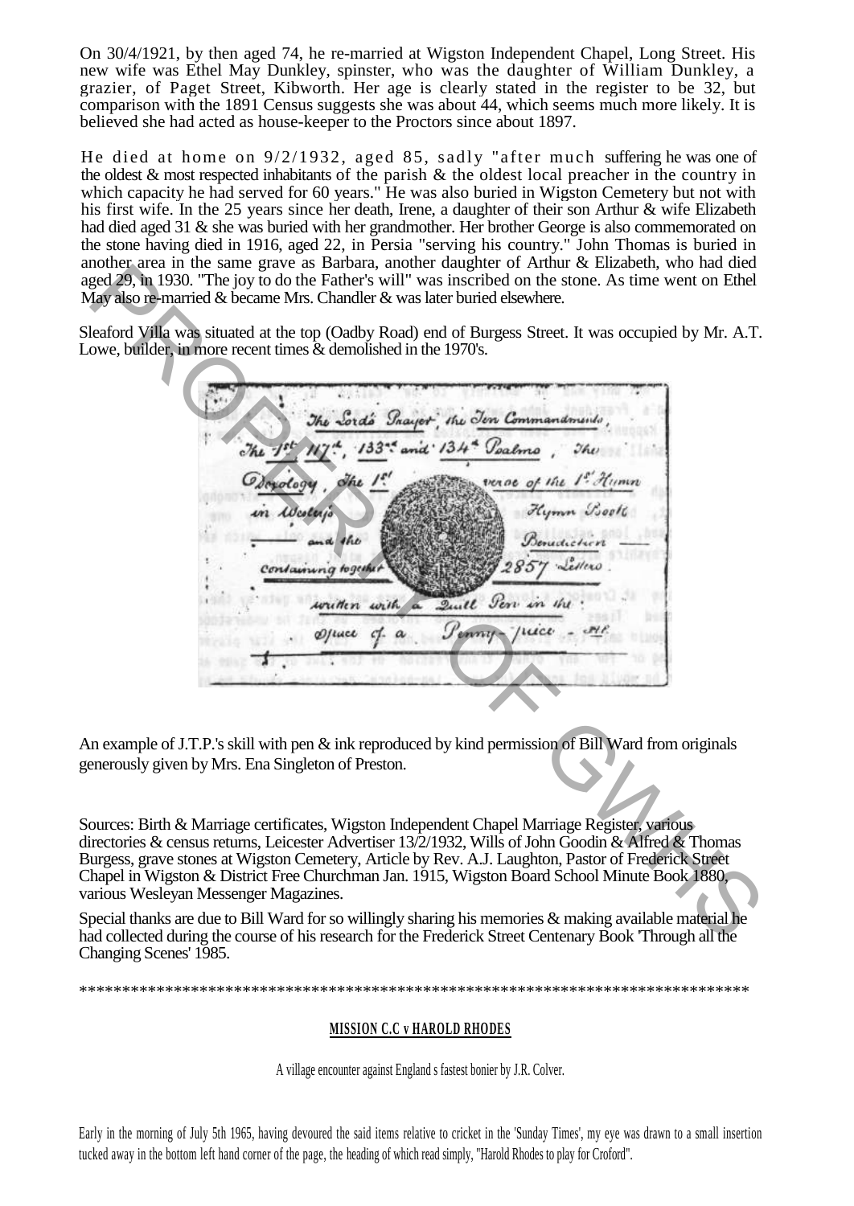On 30/4/1921, by then aged 74, he re-married at Wigston Independent Chapel, Long Street. His new wife was Ethel May Dunkley, spinster, who was the daughter of William Dunkley, a grazier, of Paget Street, Kibworth. Her age is clearly stated in the register to be 32, but comparison with the 1891 Census suggests she was about 44, which seems much more likely. It is believed she had acted as house-keeper to the Proctors since about 1897.

He died at home on 9/2/1932, aged 85, sadly "after much suffering he was one of the oldest & most respected inhabitants of the parish & the oldest local preacher in the country in which capacity he had served for 60 years." He was also buried in Wigston Cemetery but not with his first wife. In the 25 years since her death, Irene, a daughter of their son Arthur & wife Elizabeth had died aged 31 & she was buried with her grandmother. Her brother George is also commemorated on the stone having died in 1916, aged 22, in Persia "serving his country." John Thomas is buried in another area in the same grave as Barbara, another daughter of Arthur & Elizabeth, who had died aged 29, in 1930. "The joy to do the Father's will" was inscribed on the stone. As time went on Ethel May also re-married & became Mrs. Chandler & was later buried elsewhere.

Sleaford Villa was situated at the top (Oadby Road) end of Burgess Street. It was occupied by Mr. A.T. Lowe, builder, in more recent times & demolished in the 1970's.

The Lords Prayer, the Ten Commandments, The 1st 117th, 133rd and 134th Psalms, The Doxology, The 1st verse of the 1st Hymn in Wesleys Hymn Book and the Benediction containing together 2857 Letters written with a Quill Pen in the space of a Penny-piece

An example of J.T.P.'s skill with pen & ink reproduced by kind permission of Bill Ward from originals generously given by Mrs. Ena Singleton of Preston.

Sources: Birth & Marriage certificates, Wigston Independent Chapel Marriage Register, various directories & census returns, Leicester Advertiser 13/2/1932, Wills of John Goodin & Alfred & Thomas Burgess, grave stones at Wigston Cemetery, Article by Rev. A.J. Laughton, Pastor of Frederick Street Chapel in Wigston & District Free Churchman Jan. 1915, Wigston Board School Minute Book 1880, various Wesleyan Messenger Magazines.

Special thanks are due to Bill Ward for so willingly sharing his memories & making available material he had collected during the course of his research for the Frederick Street Centenary Book 'Through all the Changing Scenes' 1985.

*******************************************************************************

## MISSION C.C v HAROLD RHODES

A village encounter against England s fastest bonier by J.R. Colver.

Early in the morning of July 5th 1965, having devoured the said items relative to cricket in the 'Sunday Times', my eye was drawn to a small insertion tucked away in the bottom left hand corner of the page, the heading of which read simply, "Harold Rhodes to play for Croford".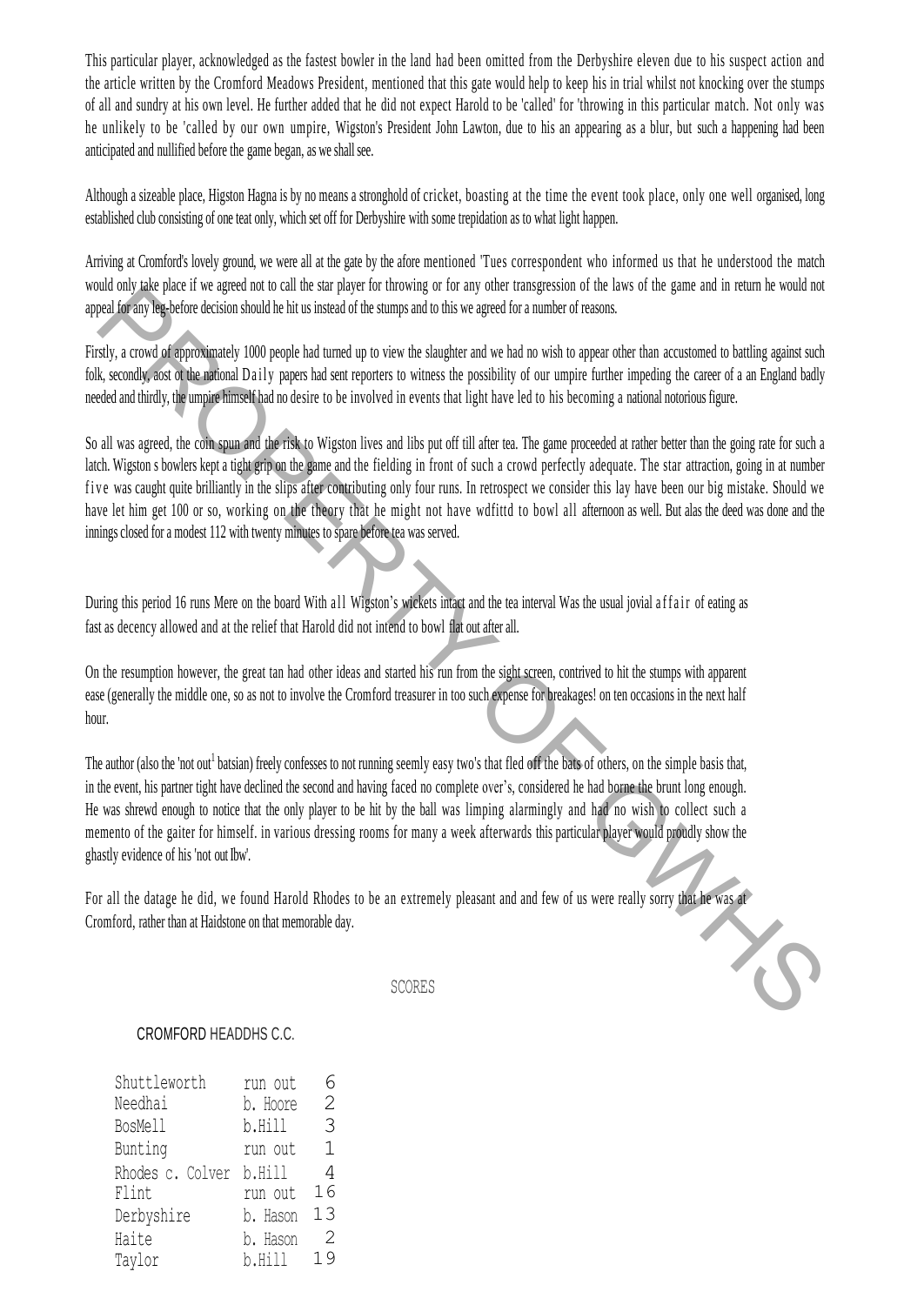This particular player, acknowledged as the fastest bowler in the land had been omitted from the Derbyshire eleven due to his suspect action and the article written by the Cromford Meadows President, mentioned that this gate would help to keep his in trial whilst not knocking over the stumps of all and sundry at his own level. He further added that he did not expect Harold to be 'called' for 'throwing in this particular match. Not only was he unlikely to be 'called by our own umpire, Wigston's President John Lawton, due to his an appearing as a blur, but such a happening had been anticipated and nullified before the game began, as we shall see.

Although a sizeable place, Higston Hagna is by no means a stronghold of cricket, boasting at the time the event took place, only one well organised, long established club consisting of one teat only, which set off for Derbyshire with some trepidation as to what light happen.

Arriving at Cromford's lovely ground, we were all at the gate by the afore mentioned 'Tues correspondent who informed us that he understood the match would only take place if we agreed not to call the star player for throwing or for any other transgression of the laws of the game and in return he would not appeal for any leg-before decision should he hit us instead of the stumps and to this we agreed for a number of reasons.

Firstly, a crowd of approximately 1000 people had turned up to view the slaughter and we had no wish to appear other than accustomed to battling against such folk, secondly, aost of the national Daily papers had sent reporters to witness the possibility of our umpire further impeding the career of a an England badly needed and thirdly, the umpire himself had no desire to be involved in events that light have led to his becoming a national notorious figure.

So all was agreed, the coin spun and the risk to Wigston lives and libs put off till after tea. The game proceeded at rather better than the going rate for such a latch. Wigston s bowlers kept a tight grip on the game and the fielding in front of such a crowd perfectly adequate. The star attraction, going in at number five was caught quite brilliantly in the slips after contributing only four runs. In retrospect we consider this lay have been our big mistake. Should we have let him get 100 or so, working on the theory that he might not have wdfittd to bowl all afternoon as well. But alas the deed was done and the innings closed for a modest 112 with twenty minutes to spare before tea was served.

During this period 16 runs Mere on the board With all Wigston's wickets intact and the tea interval Was the usual jovial affair of eating as fast as decency allowed and at the relief that Harold did not intend to bowl flat out after all.

On the resumption however, the great tan had other ideas and started his run from the sight screen, contrived to hit the stumps with apparent ease (generally the middle one, so as not to involve the Cromford treasurer in too such expense for breakages! on ten occasions in the next half hour.

The author (also the 'not out[1] batsian) freely confesses to not running seemly easy two's that fled off the bats of others, on the simple basis that, in the event, his partner tight have declined the second and having faced no complete over's, considered he had borne the brunt long enough. He was shrewd enough to notice that the only player to be hit by the ball was limping alarmingly and had no wish to collect such a memento of the gaiter for himself. in various dressing rooms for many a week afterwards this particular player would proudly show the ghastly evidence of his 'not out lbw'.

For all the datage he did, we found Harold Rhodes to be an extremely pleasant and and few of us were really sorry that he was at Cromford, rather than at Haidstone on that memorable day.

SCORES

CROMFORD HEADDHS C.C.

| | | |
|---|---|---|
| Shuttleworth | run out | 6 |
| Needhai | b. Hoore | 2 |
| BosMell | b.Hill | 3 |
| Bunting | run out | 1 |
| Rhodes c. Colver | b.Hill | 4 |
| Flint | run out | 16 |
| Derbyshire | b. Hason | 13 |
| Haite | b. Hason | 2 |
| Taylor | b.Hill | 19 |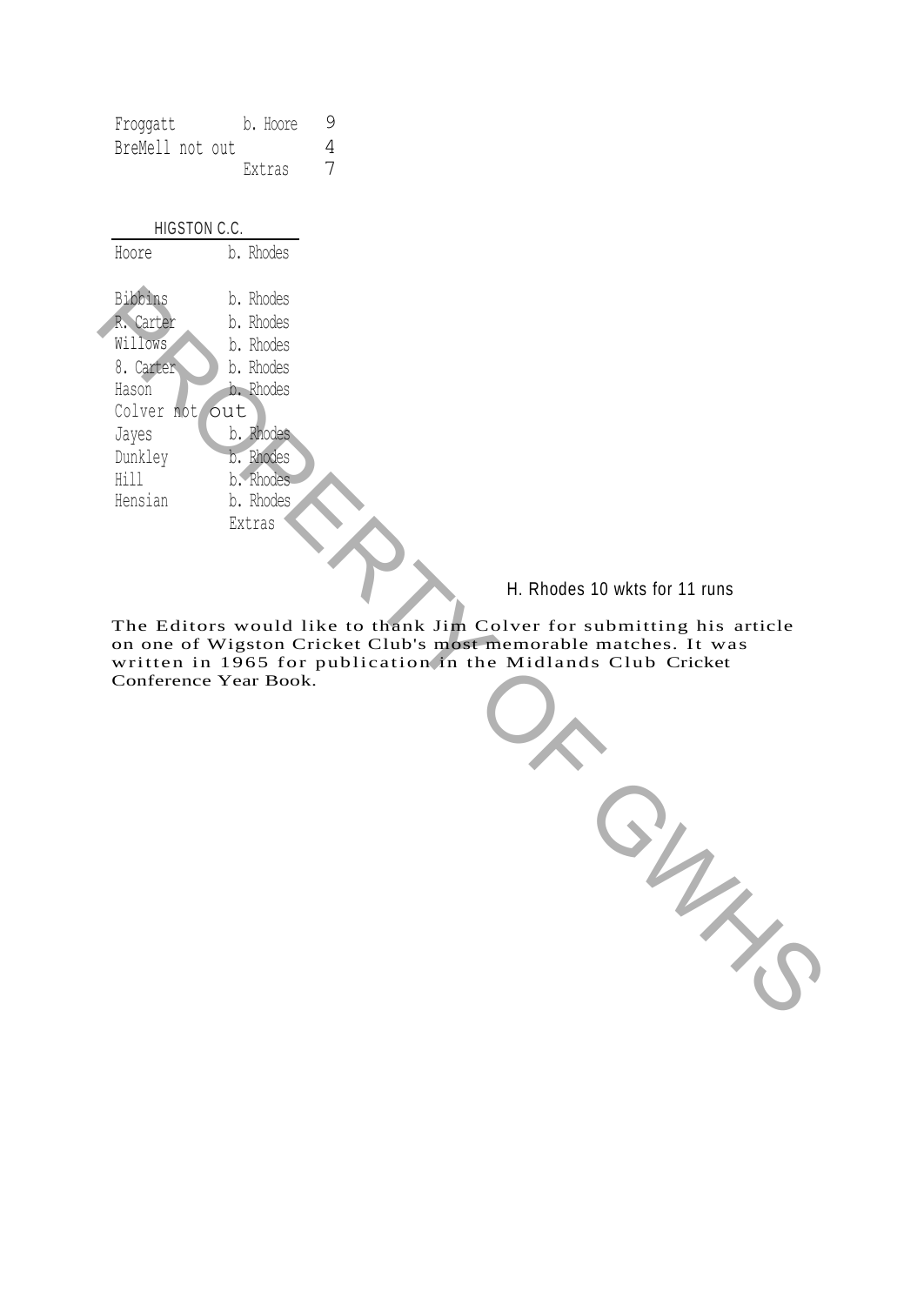| | | |
|---|---|---|
| Froggatt | b. Hoore | 9 |
| BreMell not out | | 4 |
| | Extras | 7 |

HIGSTON C.C.

| | |
|---|---|
| Hoore | b. Rhodes |
| Bibbins | b. Rhodes |
| R. Carter | b. Rhodes |
| Willows | b. Rhodes |
| 8. Carter | b. Rhodes |
| Hason | b. Rhodes |
| Colver not out | |
| Jayes | b. Rhodes |
| Dunkley | b. Rhodes |
| Hill | b. Rhodes |
| Hensian | b. Rhodes |
| | Extras |

H. Rhodes 10 wkts for 11 runs

The Editors would like to thank Jim Colver for submitting his article on one of Wigston Cricket Club's most memorable matches. It was written in 1965 for publication in the Midlands Club Cricket Conference Year Book.